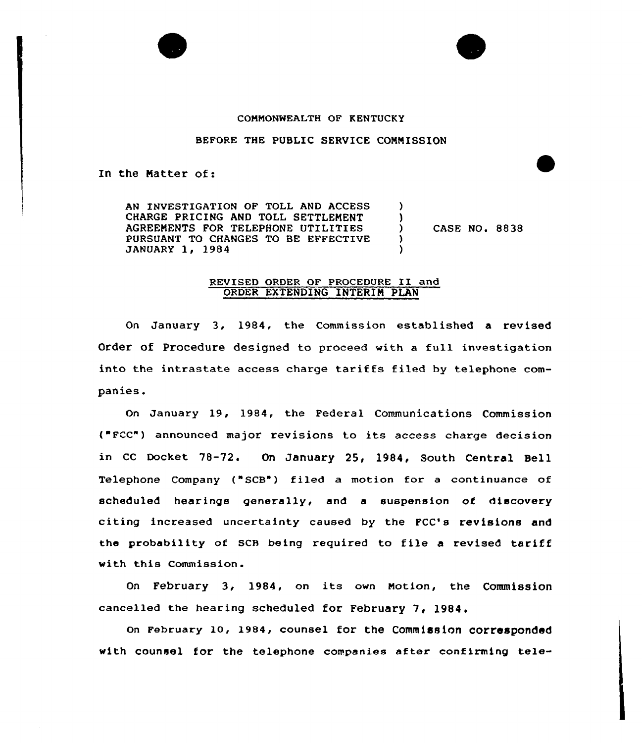COMMONWEALTH OF KENTUCKY

BEFORE THE PUBLIC SERVICE COMMISSION

In the Matter of:

| | | |
|---|---|---|
| AN INVESTIGATION OF TOLL AND ACCESS CHARGE PRICING AND TOLL SETTLEMENT AGREEMENTS FOR TELEPHONE UTILITIES PURSUANT TO CHANGES TO BE EFFECTIVE JANUARY 1, 1984 | ) ) ) ) ) | CASE NO. 8838 |

## REVISED ORDER OF PROCEDURE II and ORDER EXTENDING INTERIM PLAN

On January 3, 1984, the Commission established a revised Order of Procedure designed to proceed with a full investigation into the intrastate access charge tariffs filed by telephone companies.

On January 19, 1984, the Federal Communications Commission ("FCC") announced major revisions to its access charge decision in CC Docket 78-72. On January 25, 1984, South Central Bell Telephone Company ("SCB") filed a motion for a continuance of scheduled hearings generally, and a suspension of discovery citing increased uncertainty caused by the FCC's revisions and the probability of SCB being required to file a revised tariff with this Commission.

On February 3, 1984, on its own Motion, the Commission cancelled the hearing scheduled for February 7, 1984.

On February 10, 1984, counsel for the Commission corresponded with counsel for the telephone companies after confirming tele-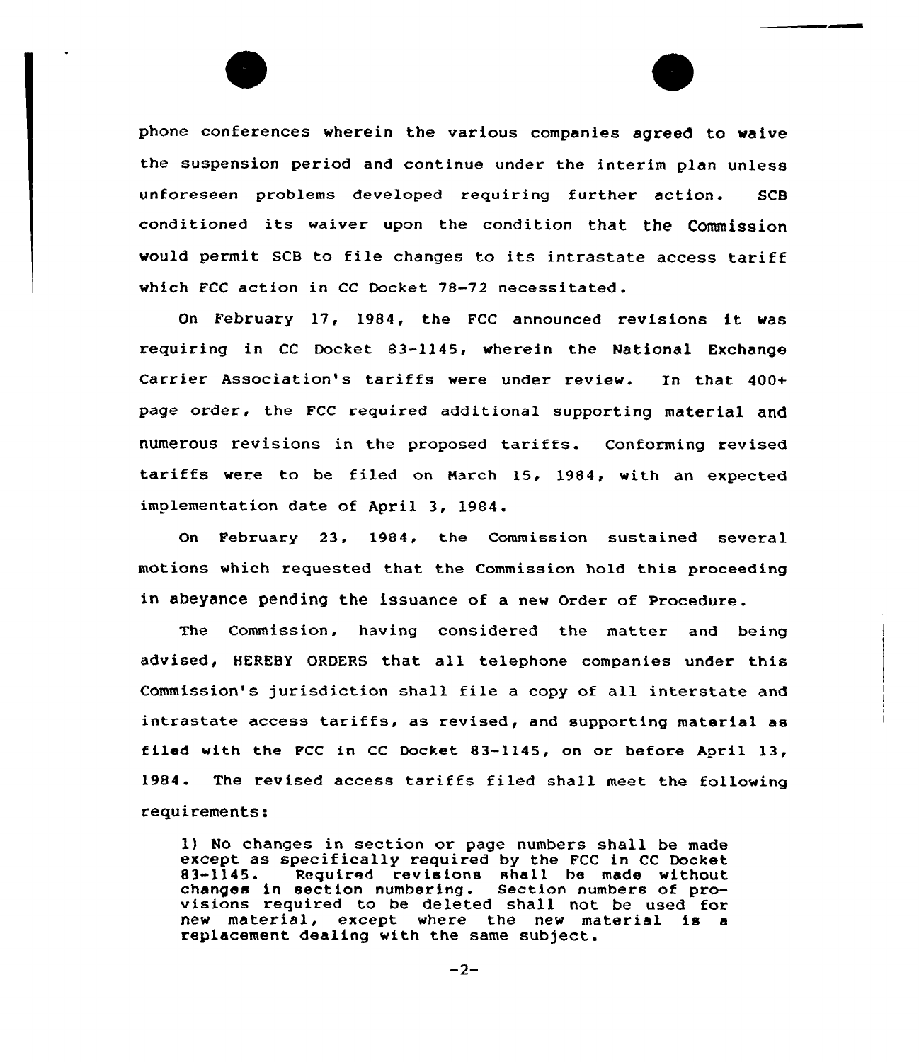phone conferences wherein the various companies agreed to waive the suspension period and continue under the interim plan unless unforeseen problems developed requiring further action. SCB conditioned its waiver upon the condition that the Commission would permit SCB to file changes to its intrastate access tariff which FCC action in CC Docket 78-72 necessitated.

On February 17, 1984, the FCC announced revisions it was requiring in CC Docket 83-1145, wherein the National Exchange Carrier Association's tariffs were under review. In that 400+ page order, the FCC required additional supporting material and numerous revisions in the proposed tariffs. Conforming revised tariffs were to be filed on March 15, 1984, with an expected implementation date of April 3, 1984.

On February 23, 1984, the Commission sustained several motions which requested that the Commission hold this proceeding in abeyance pending the issuance of a new Order of Procedure.

The Commission, having considered the matter and being advised, HEREBY ORDERS that all telephone companies under this Commission's jurisdiction shall file a copy of all interstate and intrastate access tariffs, as revised, and supporting material as filed with the FCC in CC Docket 83-1145, on or before April 13, 1984. The revised access tariffs filed shall meet the following requirements:

> 1) No changes in section or page numbers shall be made except as specifically required by the FCC in CC Docket 83-1145. Required revisions shall be made without changes in section numbering. Section numbers of provisions required to be deleted shall not be used for new material, except where the new material is a replacement dealing with the same subject.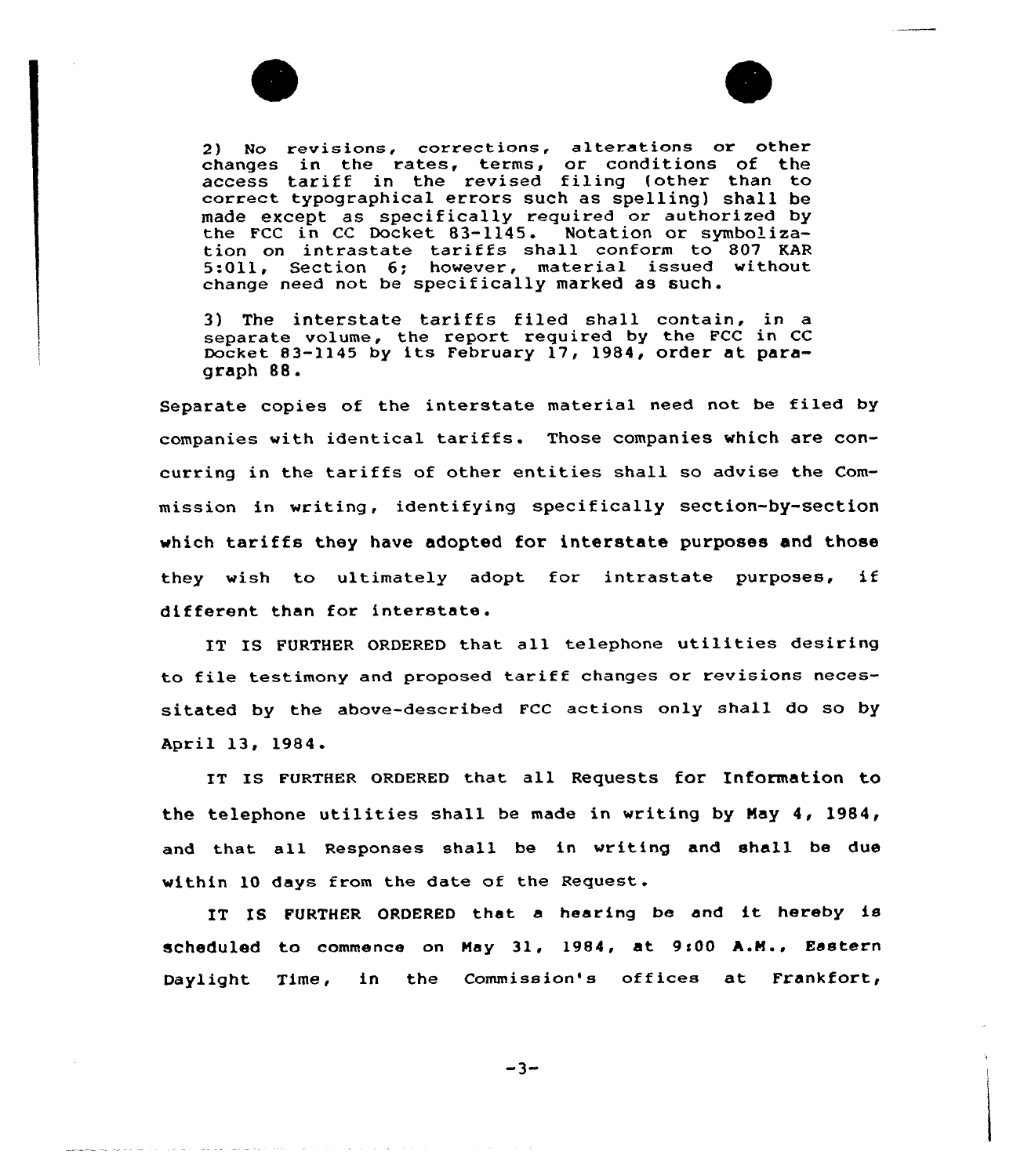2) No revisions, corrections, alterations or other changes in the rates, terms, or conditions of the access tariff in the revised filing (other than to correct typographical errors such as spelling) shall be made except as specifically required or authorized by the FCC in CC Docket 83-1145. Notation or symbolization on intrastate tariffs shall conform to 807 KAR 5:011, Section 6; however, material issued without change need not be specifically marked as such.

3) The interstate tariffs filed shall contain, in a separate volume, the report required by the FCC in CC Docket 83-1145 by its February 17, 1984, order at paragraph 88.

Separate copies of the interstate material need not be filed by companies with identical tariffs. Those companies which are concurring in the tariffs of other entities shall so advise the Commission in writing, identifying specifically section-by-section which tariffs they have adopted for interstate purposes and those they wish to ultimately adopt for intrastate purposes, if different than for interstate.

IT IS FURTHER ORDERED that all telephone utilities desiring to file testimony and proposed tariff changes or revisions necessitated by the above-described FCC actions only shall do so by April 13, 1984.

IT IS FURTHER ORDERED that all Requests for Information to the telephone utilities shall be made in writing by May 4, 1984, and that all Responses shall be in writing and shall be due within 10 days from the date of the Request.

IT IS FURTHER ORDERED that a hearing be and it hereby is scheduled to commence on May 31, 1984, at 9:00 A.M., Eastern Daylight Time, in the Commission's offices at Frankfort,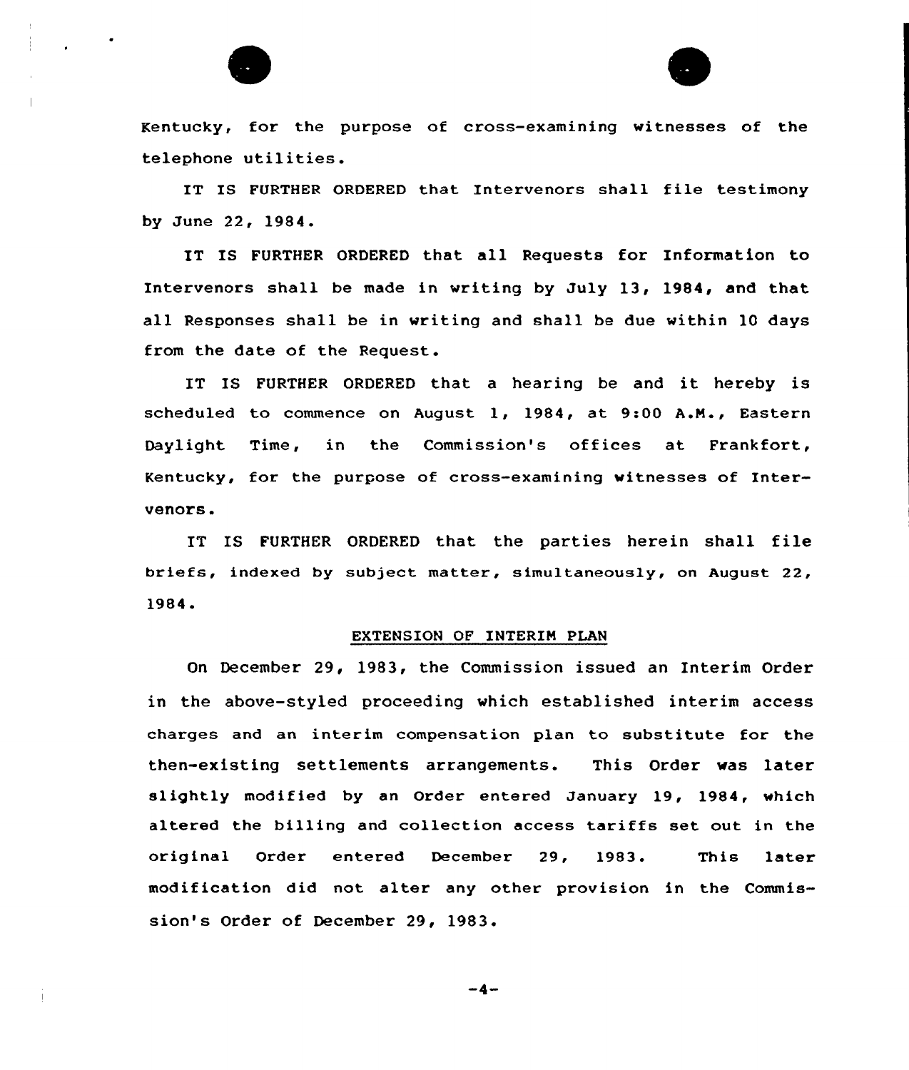Kentucky, for the purpose of cross-examining witnesses of the telephone utilities.

IT IS FURTHER ORDERED that Intervenors shall file testimony by June 22, 1984.

IT IS FURTHER ORDERED that all Requests for Information to Intervenors shall be made in writing by July 13, 1984, and that all Responses shall be in writing and shall be due within 10 days from the date of the Request.

IT IS FURTHER ORDERED that a hearing be and it hereby is scheduled to commence on August 1, 1984, at 9:00 A.M., Eastern Daylight Time, in the Commission's offices at Frankfort, Kentucky, for the purpose of cross-examining witnesses of Intervenors.

IT IS FURTHER ORDERED that the parties herein shall file briefs, indexed by subject matter, simultaneously, on August 22, 1984.

## EXTENSION OF INTERIM PLAN

On December 29, 1983, the Commission issued an Interim Order in the above-styled proceeding which established interim access charges and an interim compensation plan to substitute for the then-existing settlements arrangements. This Order was later slightly modified by an Order entered January 19, 1984, which altered the billing and collection access tariffs set out in the original Order entered December 29, 1983. This later modification did not alter any other provision in the Commission's Order of December 29, 1983.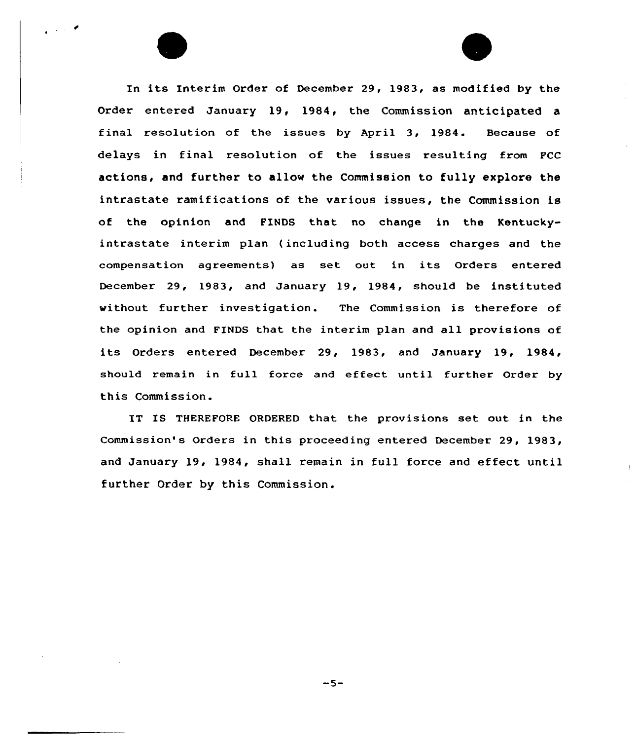In its Interim Order of December 29, 1983, as modified by the Order entered January 19, 1984, the Commission anticipated a final resolution of the issues by April 3, 1984. Because of delays in final resolution of the issues resulting from FCC actions, and further to allow the Commission to fully explore the intrastate ramifications of the various issues, the Commission is of the opinion and FINDS that no change in the Kentucky-intrastate interim plan (including both access charges and the compensation agreements) as set out in its Orders entered December 29, 1983, and January 19, 1984, should be instituted without further investigation. The Commission is therefore of the opinion and FINDS that the interim plan and all provisions of its Orders entered December 29, 1983, and January 19, 1984, should remain in full force and effect until further Order by this Commission.

IT IS THEREFORE ORDERED that the provisions set out in the Commission's Orders in this proceeding entered December 29, 1983, and January 19, 1984, shall remain in full force and effect until further Order by this Commission.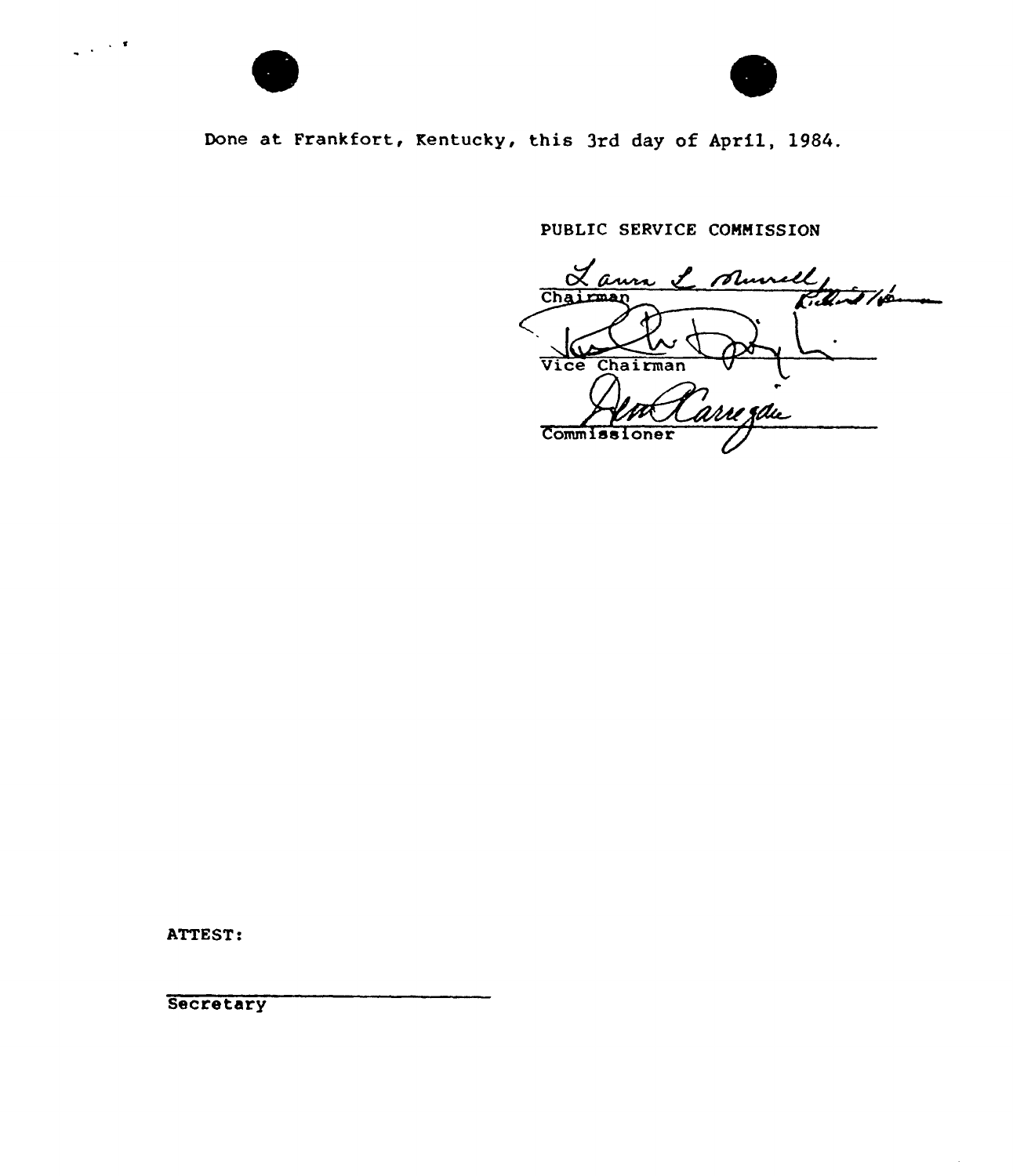Done at Frankfort, Kentucky, this 3rd day of April, 1984.

PUBLIC SERVICE COMMISSION

Chairman

Vice Chairman

Commissioner

ATTEST:

Secretary